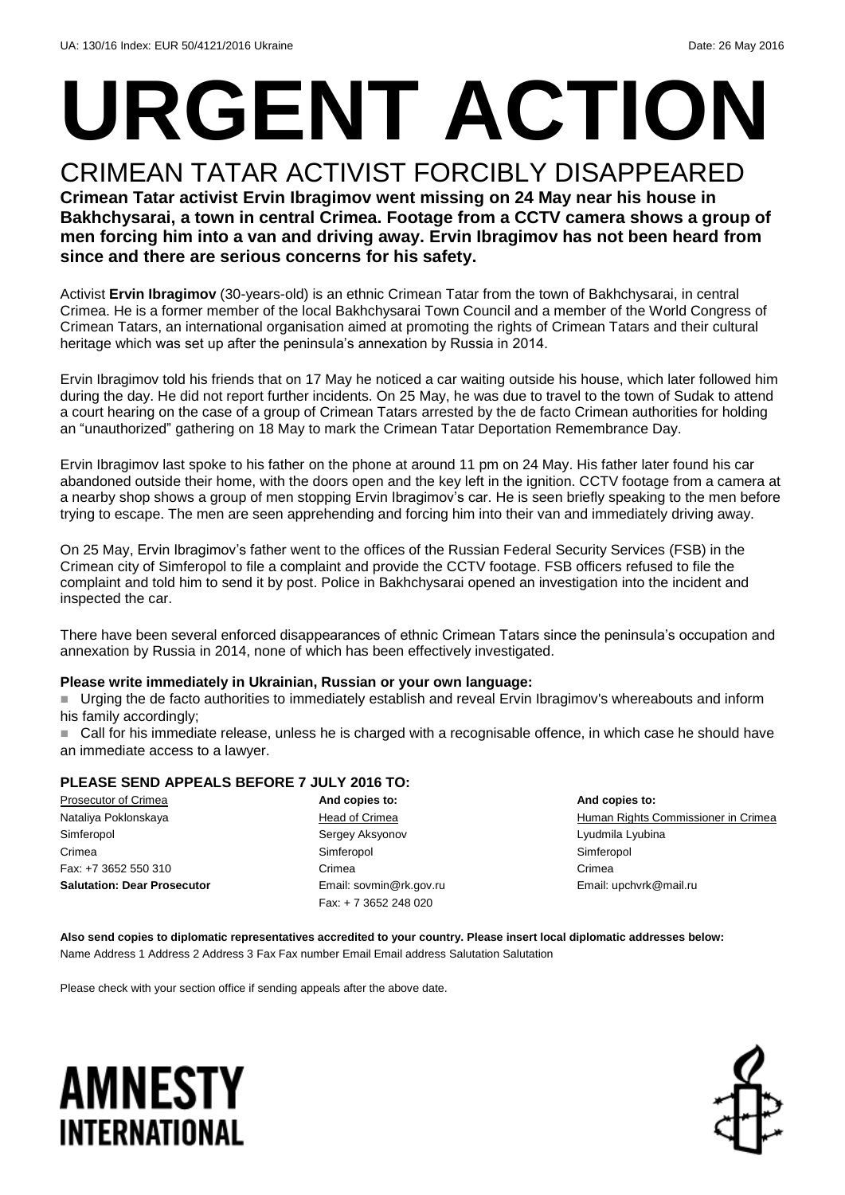UA: 130/16 Index: EUR 50/4121/2016 Ukraine Date: 26 May 2016

# URGENT ACTION

## CRIMEAN TATAR ACTIVIST FORCIBLY DISAPPEARED

**Crimean Tatar activist Ervin Ibragimov went missing on 24 May near his house in Bakhchysarai, a town in central Crimea. Footage from a CCTV camera shows a group of men forcing him into a van and driving away. Ervin Ibragimov has not been heard from since and there are serious concerns for his safety.**

Activist **Ervin Ibragimov** (30-years-old) is an ethnic Crimean Tatar from the town of Bakhchysarai, in central Crimea. He is a former member of the local Bakhchysarai Town Council and a member of the World Congress of Crimean Tatars, an international organisation aimed at promoting the rights of Crimean Tatars and their cultural heritage which was set up after the peninsula's annexation by Russia in 2014.

Ervin Ibragimov told his friends that on 17 May he noticed a car waiting outside his house, which later followed him during the day. He did not report further incidents. On 25 May, he was due to travel to the town of Sudak to attend a court hearing on the case of a group of Crimean Tatars arrested by the de facto Crimean authorities for holding an "unauthorized" gathering on 18 May to mark the Crimean Tatar Deportation Remembrance Day.

Ervin Ibragimov last spoke to his father on the phone at around 11 pm on 24 May. His father later found his car abandoned outside their home, with the doors open and the key left in the ignition. CCTV footage from a camera at a nearby shop shows a group of men stopping Ervin Ibragimov's car. He is seen briefly speaking to the men before trying to escape. The men are seen apprehending and forcing him into their van and immediately driving away.

On 25 May, Ervin Ibragimov's father went to the offices of the Russian Federal Security Services (FSB) in the Crimean city of Simferopol to file a complaint and provide the CCTV footage. FSB officers refused to file the complaint and told him to send it by post. Police in Bakhchysarai opened an investigation into the incident and inspected the car.

There have been several enforced disappearances of ethnic Crimean Tatars since the peninsula's occupation and annexation by Russia in 2014, none of which has been effectively investigated.

**Please write immediately in Ukrainian, Russian or your own language:**

- Urging the de facto authorities to immediately establish and reveal Ervin Ibragimov's whereabouts and inform his family accordingly;
- Call for his immediate release, unless he is charged with a recognisable offence, in which case he should have an immediate access to a lawyer.

**PLEASE SEND APPEALS BEFORE 7 JULY 2016 TO:**

Prosecutor of Crimea
Nataliya Poklonskaya
Simferopol
Crimea
Fax: +7 3652 550 310
**Salutation: Dear Prosecutor**

**And copies to:**
Head of Crimea
Sergey Aksyonov
Simferopol
Crimea
Email: sovmin@rk.gov.ru
Fax: + 7 3652 248 020

**And copies to:**
Human Rights Commissioner in Crimea
Lyudmila Lyubina
Simferopol
Crimea
Email: upchvrk@mail.ru

**Also send copies to diplomatic representatives accredited to your country. Please insert local diplomatic addresses below:**
Name Address 1 Address 2 Address 3 Fax Fax number Email Email address Salutation Salutation

Please check with your section office if sending appeals after the above date.

AMNESTY INTERNATIONAL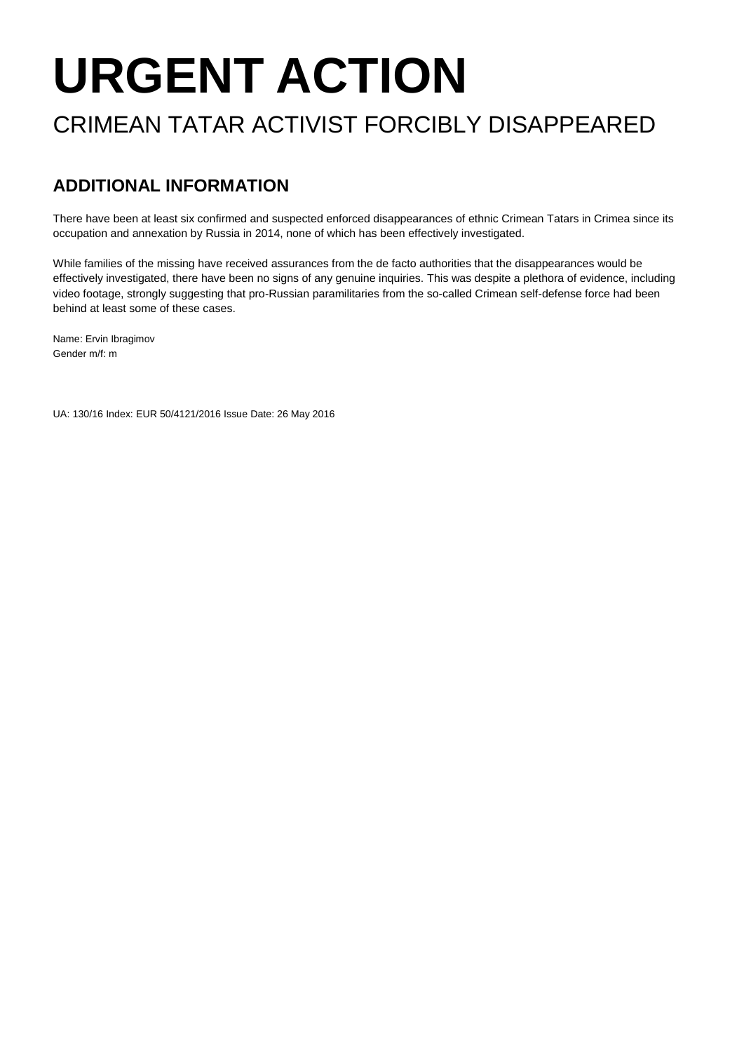# URGENT ACTION

## CRIMEAN TATAR ACTIVIST FORCIBLY DISAPPEARED

### ADDITIONAL INFORMATION

There have been at least six confirmed and suspected enforced disappearances of ethnic Crimean Tatars in Crimea since its occupation and annexation by Russia in 2014, none of which has been effectively investigated.

While families of the missing have received assurances from the de facto authorities that the disappearances would be effectively investigated, there have been no signs of any genuine inquiries. This was despite a plethora of evidence, including video footage, strongly suggesting that pro-Russian paramilitaries from the so-called Crimean self-defense force had been behind at least some of these cases.

Name: Ervin Ibragimov
Gender m/f: m

UA: 130/16 Index: EUR 50/4121/2016 Issue Date: 26 May 2016